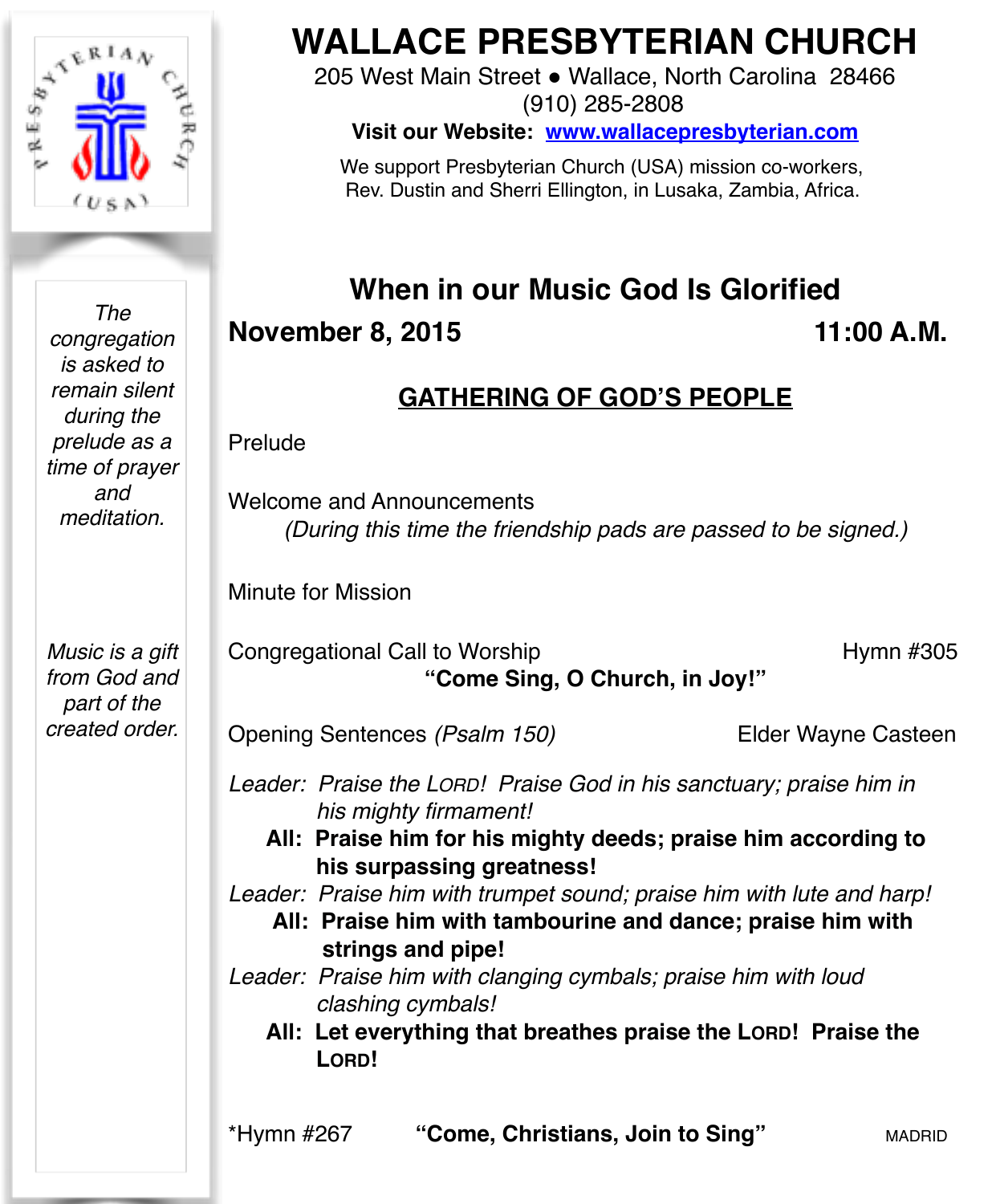# WALLACE PRESBYTERIAN CHURCH

205 West Main Street ● Wallace, North Carolina 28466
(910) 285-2808

**Visit our Website: www.wallacepresbyterian.com**

We support Presbyterian Church (USA) mission co-workers, Rev. Dustin and Sherri Ellington, in Lusaka, Zambia, Africa.

*The congregation is asked to remain silent during the prelude as a time of prayer and meditation.*

*Music is a gift from God and part of the created order.*

## When in our Music God Is Glorified

**November 8, 2015** **11:00 A.M.**

### GATHERING OF GOD'S PEOPLE

Prelude

Welcome and Announcements
*(During this time the friendship pads are passed to be signed.)*

Minute for Mission

Congregational Call to Worship Hymn #305
**"Come Sing, O Church, in Joy!"**

Opening Sentences *(Psalm 150)* Elder Wayne Casteen

*Leader: Praise the LORD! Praise God in his sanctuary; praise him in his mighty firmament!*
**All: Praise him for his mighty deeds; praise him according to his surpassing greatness!**
*Leader: Praise him with trumpet sound; praise him with lute and harp!*
**All: Praise him with tambourine and dance; praise him with strings and pipe!**
*Leader: Praise him with clanging cymbals; praise him with loud clashing cymbals!*
**All: Let everything that breathes praise the LORD! Praise the LORD!**

*Hymn #267 **"Come, Christians, Join to Sing"** MADRID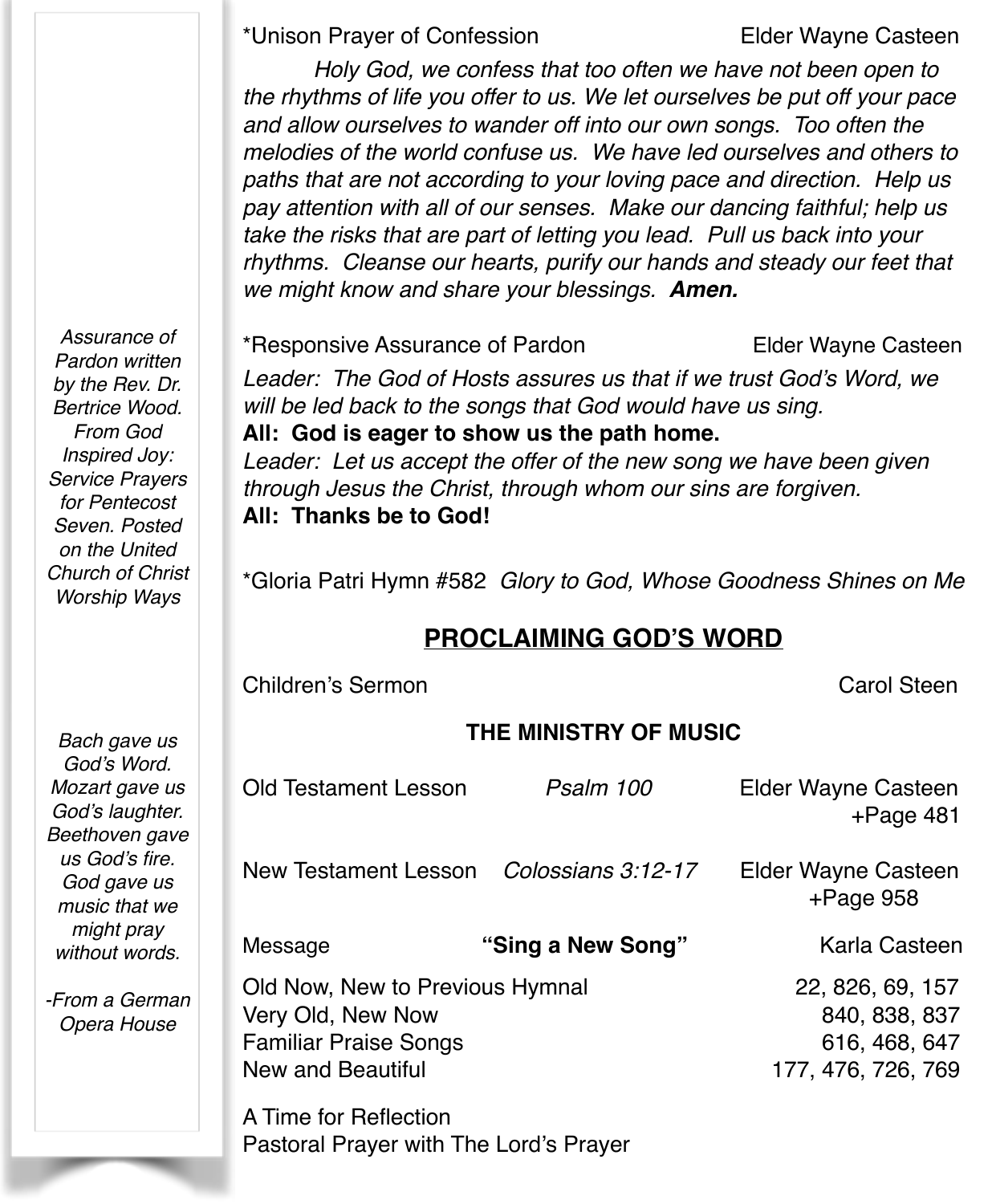*Unison Prayer of Confession — Elder Wayne Casteen

*Holy God, we confess that too often we have not been open to the rhythms of life you offer to us. We let ourselves be put off your pace and allow ourselves to wander off into our own songs. Too often the melodies of the world confuse us. We have led ourselves and others to paths that are not according to your loving pace and direction. Help us pay attention with all of our senses. Make our dancing faithful; help us take the risks that are part of letting you lead. Pull us back into your rhythms. Cleanse our hearts, purify our hands and steady our feet that we might know and share your blessings.* ***Amen.***

*Assurance of Pardon written by the Rev. Dr. Bertrice Wood. From God Inspired Joy: Service Prayers for Pentecost Seven. Posted on the United Church of Christ Worship Ways*

*Responsive Assurance of Pardon — Elder Wayne Casteen

*Leader: The God of Hosts assures us that if we trust God's Word, we will be led back to the songs that God would have us sing.*
**All: God is eager to show us the path home.**
*Leader: Let us accept the offer of the new song we have been given through Jesus the Christ, through whom our sins are forgiven.*
**All: Thanks be to God!**

*Gloria Patri Hymn #582 *Glory to God, Whose Goodness Shines on Me*

## PROCLAIMING GOD'S WORD

Children's Sermon — Carol Steen

### THE MINISTRY OF MUSIC

Old Testament Lesson — *Psalm 100* — Elder Wayne Casteen +Page 481

New Testament Lesson — *Colossians 3:12-17* — Elder Wayne Casteen +Page 958

Message — **"Sing a New Song"** — Karla Casteen

| | |
|---|---|
| Old Now, New to Previous Hymnal | 22, 826, 69, 157 |
| Very Old, New Now | 840, 838, 837 |
| Familiar Praise Songs | 616, 468, 647 |
| New and Beautiful | 177, 476, 726, 769 |

*Bach gave us God's Word. Mozart gave us God's laughter. Beethoven gave us God's fire. God gave us music that we might pray without words.*

*-From a German Opera House*

A Time for Reflection
Pastoral Prayer with The Lord's Prayer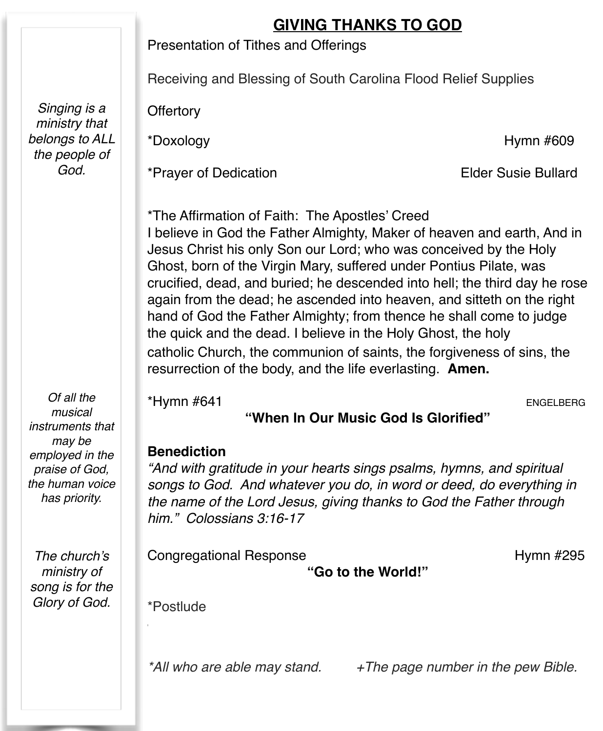## GIVING THANKS TO GOD

Presentation of Tithes and Offerings

Receiving and Blessing of South Carolina Flood Relief Supplies

Offertory

*Doxology Hymn #609

*Prayer of Dedication Elder Susie Bullard

*The Affirmation of Faith: The Apostles' Creed
I believe in God the Father Almighty, Maker of heaven and earth, And in Jesus Christ his only Son our Lord; who was conceived by the Holy Ghost, born of the Virgin Mary, suffered under Pontius Pilate, was crucified, dead, and buried; he descended into hell; the third day he rose again from the dead; he ascended into heaven, and sitteth on the right hand of God the Father Almighty; from thence he shall come to judge the quick and the dead. I believe in the Holy Ghost, the holy catholic Church, the communion of saints, the forgiveness of sins, the resurrection of the body, and the life everlasting. **Amen.**

*Hymn #641 ENGELBERG

**"When In Our Music God Is Glorified"**

**Benediction**
*"And with gratitude in your hearts sings psalms, hymns, and spiritual songs to God. And whatever you do, in word or deed, do everything in the name of the Lord Jesus, giving thanks to God the Father through him." Colossians 3:16-17*

Congregational Response Hymn #295

**"Go to the World!"**

*Postlude

*\*All who are able may stand. +The page number in the pew Bible.*

*Singing is a ministry that belongs to ALL the people of God.*

*Of all the musical instruments that may be employed in the praise of God, the human voice has priority.*

*The church's ministry of song is for the Glory of God.*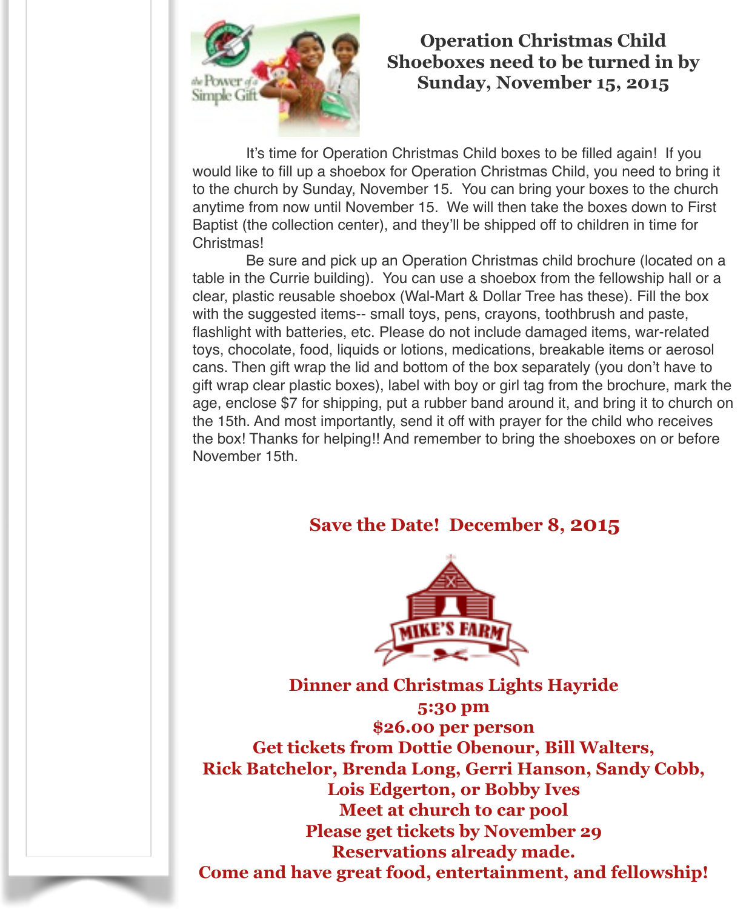## Operation Christmas Child Shoeboxes need to be turned in by Sunday, November 15, 2015

It's time for Operation Christmas Child boxes to be filled again! If you would like to fill up a shoebox for Operation Christmas Child, you need to bring it to the church by Sunday, November 15. You can bring your boxes to the church anytime from now until November 15. We will then take the boxes down to First Baptist (the collection center), and they'll be shipped off to children in time for Christmas!

Be sure and pick up an Operation Christmas child brochure (located on a table in the Currie building). You can use a shoebox from the fellowship hall or a clear, plastic reusable shoebox (Wal-Mart & Dollar Tree has these). Fill the box with the suggested items-- small toys, pens, crayons, toothbrush and paste, flashlight with batteries, etc. Please do not include damaged items, war-related toys, chocolate, food, liquids or lotions, medications, breakable items or aerosol cans. Then gift wrap the lid and bottom of the box separately (you don't have to gift wrap clear plastic boxes), label with boy or girl tag from the brochure, mark the age, enclose $7 for shipping, put a rubber band around it, and bring it to church on the 15th. And most importantly, send it off with prayer for the child who receives the box! Thanks for helping!! And remember to bring the shoeboxes on or before November 15th.

## Save the Date! December 8, 2015

**MIKE'S FARM**

**Dinner and Christmas Lights Hayride**
**5:30 pm**
**$26.00 per person**
**Get tickets from Dottie Obenour, Bill Walters, Rick Batchelor, Brenda Long, Gerri Hanson, Sandy Cobb, Lois Edgerton, or Bobby Ives**
**Meet at church to car pool**
**Please get tickets by November 29**
**Reservations already made.**
**Come and have great food, entertainment, and fellowship!**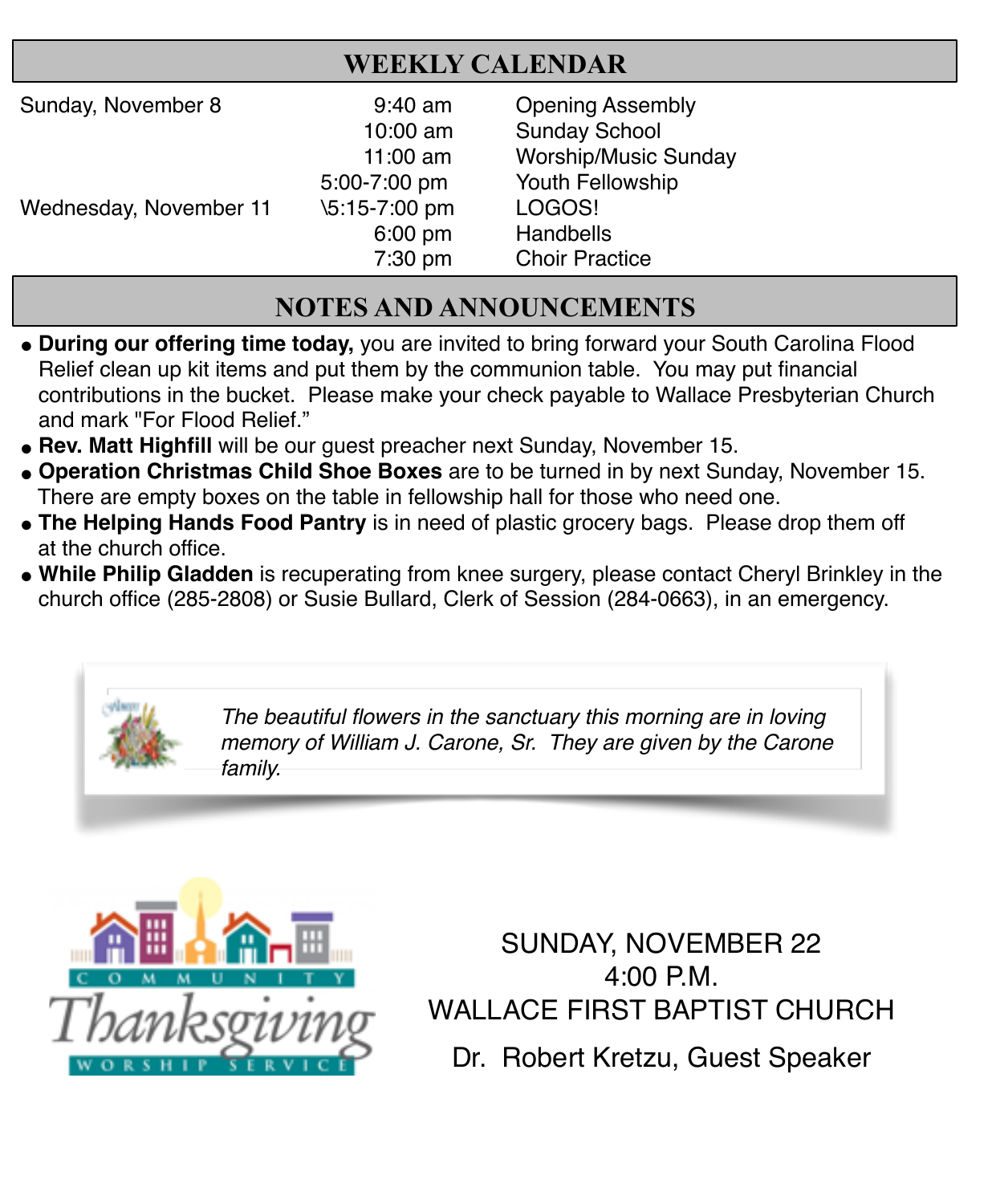## WEEKLY CALENDAR

| | | |
|---|---|---|
| Sunday, November 8 | 9:40 am | Opening Assembly |
| | 10:00 am | Sunday School |
| | 11:00 am | Worship/Music Sunday |
| | 5:00-7:00 pm | Youth Fellowship |
| Wednesday, November 11 | \5:15-7:00 pm | LOGOS! |
| | 6:00 pm | Handbells |
| | 7:30 pm | Choir Practice |

## NOTES AND ANNOUNCEMENTS

- **During our offering time today,** you are invited to bring forward your South Carolina Flood Relief clean up kit items and put them by the communion table. You may put financial contributions in the bucket. Please make your check payable to Wallace Presbyterian Church and mark "For Flood Relief."
- **Rev. Matt Highfill** will be our guest preacher next Sunday, November 15.
- **Operation Christmas Child Shoe Boxes** are to be turned in by next Sunday, November 15. There are empty boxes on the table in fellowship hall for those who need one.
- **The Helping Hands Food Pantry** is in need of plastic grocery bags. Please drop them off at the church office.
- **While Philip Gladden** is recuperating from knee surgery, please contact Cheryl Brinkley in the church office (285-2808) or Susie Bullard, Clerk of Session (284-0663), in an emergency.

*The beautiful flowers in the sanctuary this morning are in loving memory of William J. Carone, Sr. They are given by the Carone family.*

COMMUNITY Thanksgiving WORSHIP SERVICE

SUNDAY, NOVEMBER 22
4:00 P.M.
WALLACE FIRST BAPTIST CHURCH
Dr. Robert Kretzu, Guest Speaker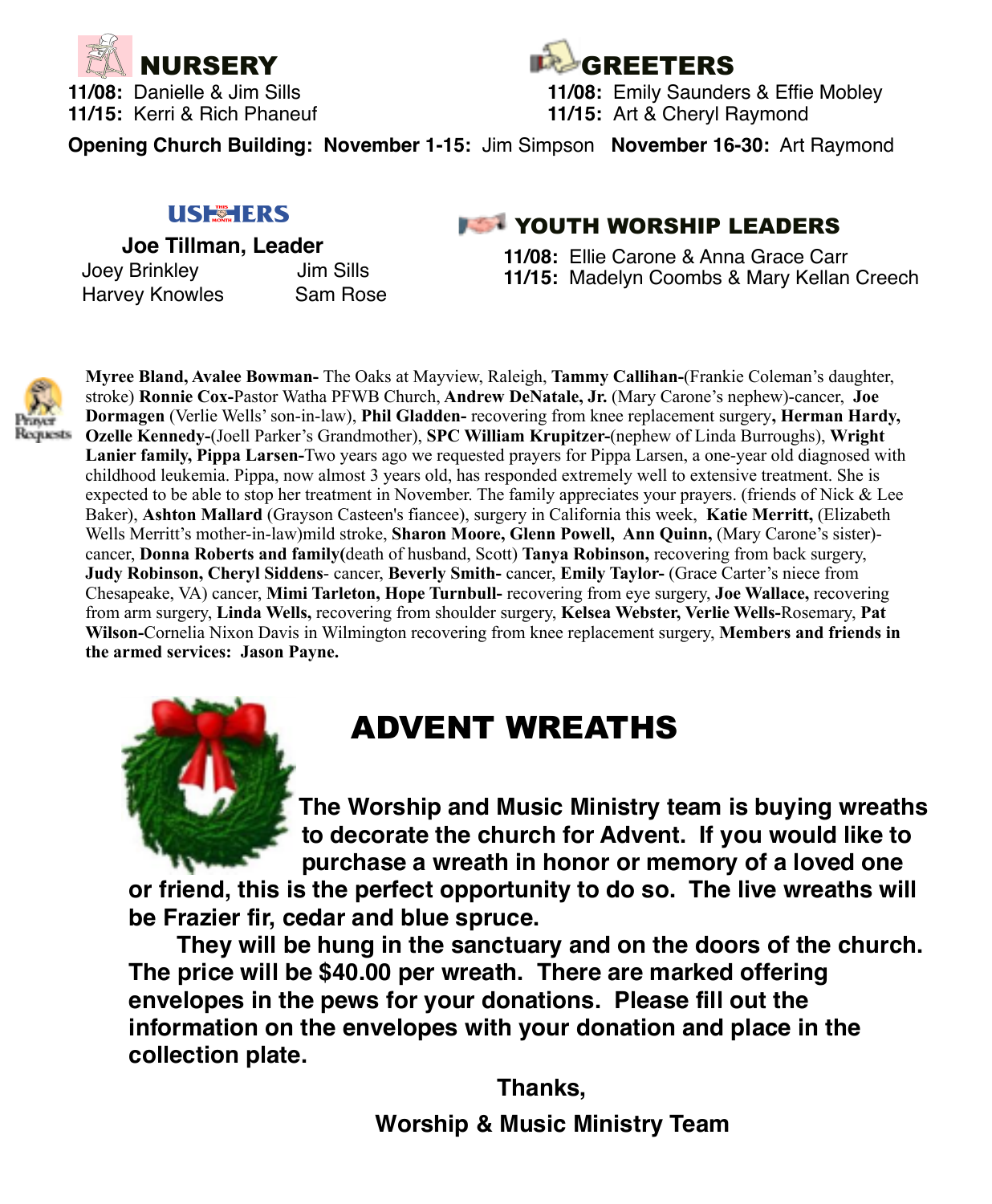## NURSERY

**11/08:** Danielle & Jim Sills
**11/15:** Kerri & Rich Phaneuf

## GREETERS

**11/08:** Emily Saunders & Effie Mobley
**11/15:** Art & Cheryl Raymond

**Opening Church Building: November 1-15:** Jim Simpson **November 16-30:** Art Raymond

## USHERS

**Joe Tillman, Leader**

Joey Brinkley
Jim Sills
Harvey Knowles
Sam Rose

## YOUTH WORSHIP LEADERS

**11/08:** Ellie Carone & Anna Grace Carr
**11/15:** Madelyn Coombs & Mary Kellan Creech

Prayer Requests

**Myree Bland, Avalee Bowman-** The Oaks at Mayview, Raleigh, **Tammy Callihan-**(Frankie Coleman's daughter, stroke) **Ronnie Cox-**Pastor Watha PFWB Church, **Andrew DeNatale, Jr.** (Mary Carone's nephew)-cancer, **Joe Dormagen** (Verlie Wells' son-in-law), **Phil Gladden-** recovering from knee replacement surgery**, Herman Hardy, Ozelle Kennedy-**(Joell Parker's Grandmother), **SPC William Krupitzer-**(nephew of Linda Burroughs), **Wright Lanier family, Pippa Larsen-**Two years ago we requested prayers for Pippa Larsen, a one-year old diagnosed with childhood leukemia. Pippa, now almost 3 years old, has responded extremely well to extensive treatment. She is expected to be able to stop her treatment in November. The family appreciates your prayers. (friends of Nick & Lee Baker), **Ashton Mallard** (Grayson Casteen's fiancee), surgery in California this week, **Katie Merritt,** (Elizabeth Wells Merritt's mother-in-law)mild stroke, **Sharon Moore, Glenn Powell, Ann Quinn,** (Mary Carone's sister)-cancer, **Donna Roberts and family(**death of husband, Scott) **Tanya Robinson,** recovering from back surgery, **Judy Robinson, Cheryl Siddens**- cancer, **Beverly Smith-** cancer, **Emily Taylor-** (Grace Carter's niece from Chesapeake, VA) cancer, **Mimi Tarleton, Hope Turnbull-** recovering from eye surgery, **Joe Wallace,** recovering from arm surgery, **Linda Wells,** recovering from shoulder surgery, **Kelsea Webster, Verlie Wells-**Rosemary, **Pat Wilson-**Cornelia Nixon Davis in Wilmington recovering from knee replacement surgery, **Members and friends in the armed services: Jason Payne.**

# ADVENT WREATHS

**The Worship and Music Ministry team is buying wreaths to decorate the church for Advent. If you would like to purchase a wreath in honor or memory of a loved one or friend, this is the perfect opportunity to do so. The live wreaths will be Frazier fir, cedar and blue spruce.**

**They will be hung in the sanctuary and on the doors of the church. The price will be $40.00 per wreath. There are marked offering envelopes in the pews for your donations. Please fill out the information on the envelopes with your donation and place in the collection plate.**

**Thanks,**

**Worship & Music Ministry Team**